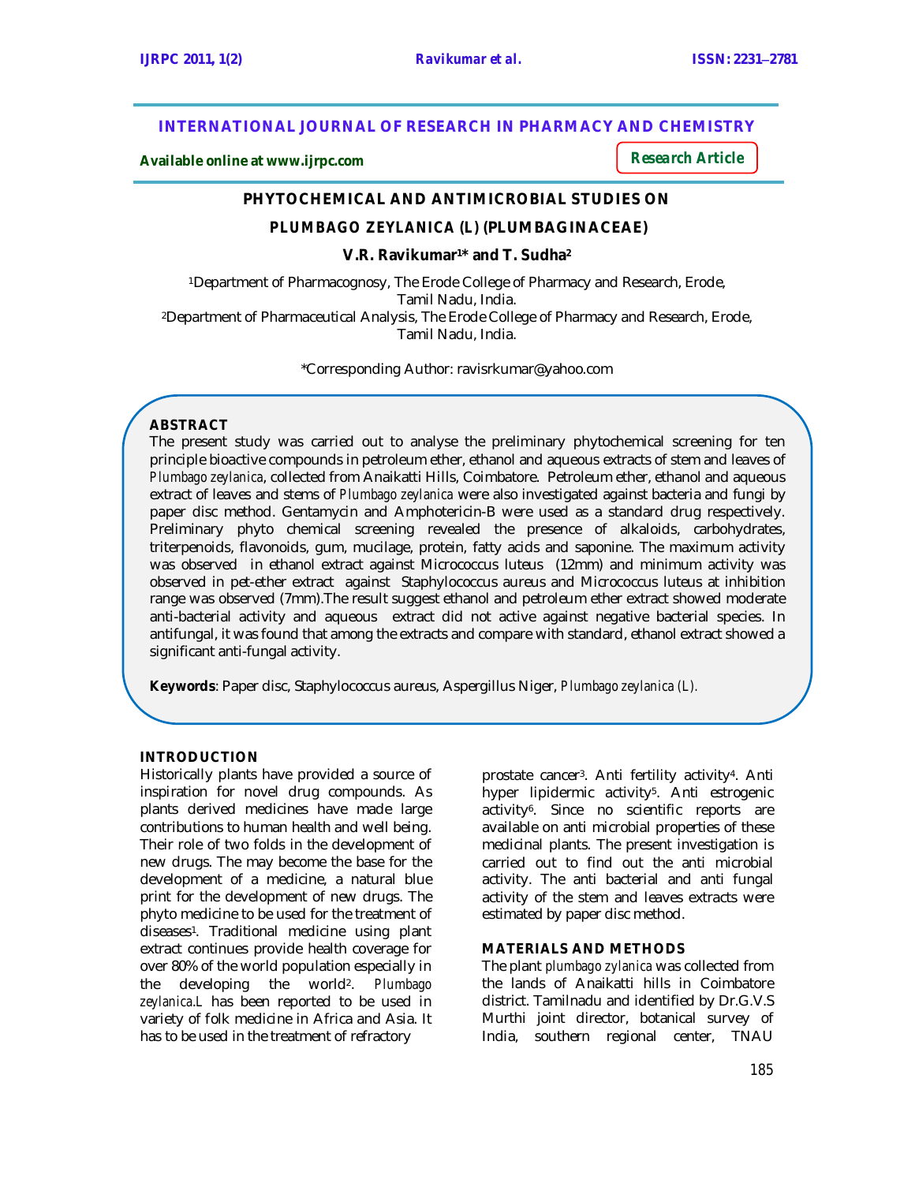INTERNATIONAL JOURNAL OF RESEARCH IN PHARMACY AND CHEMISTRY

**Available online at www.ijrpc.com**

**Research Article**

# PHYTOCHEMICAL AND ANTIMICROBIAL STUDIES ON PLUMBAGO ZEYLANICA (L) (PLUMBAGINACEAE)

**V.R. Ravikumar[1]* and T. Sudha[2]**

[1]Department of Pharmacognosy, The Erode College of Pharmacy and Research, Erode, Tamil Nadu, India.
[2]Department of Pharmaceutical Analysis, The Erode College of Pharmacy and Research, Erode, Tamil Nadu, India.

*Corresponding Author: ravisrkumar@yahoo.com

## ABSTRACT

The present study was carried out to analyse the preliminary phytochemical screening for ten principle bioactive compounds in petroleum ether, ethanol and aqueous extracts of stem and leaves of *Plumbago zeylanica*, collected from Anaikatti Hills, Coimbatore. Petroleum ether, ethanol and aqueous extract of leaves and stems of *Plumbago zeylanica* were also investigated against bacteria and fungi by paper disc method. Gentamycin and Amphotericin-B were used as a standard drug respectively. Preliminary phyto chemical screening revealed the presence of alkaloids, carbohydrates, triterpenoids, flavonoids, gum, mucilage, protein, fatty acids and saponine. The maximum activity was observed in ethanol extract against Micrococcus luteus (12mm) and minimum activity was observed in pet-ether extract against Staphylococcus aureus and Micrococcus luteus at inhibition range was observed (7mm).The result suggest ethanol and petroleum ether extract showed moderate anti-bacterial activity and aqueous extract did not active against negative bacterial species. In antifungal, it was found that among the extracts and compare with standard, ethanol extract showed a significant anti-fungal activity.

**Keywords**: Paper disc, Staphylococcus aureus, Aspergillus Niger, *Plumbago zeylanica (L).*

## INTRODUCTION

Historically plants have provided a source of inspiration for novel drug compounds. As plants derived medicines have made large contributions to human health and well being. Their role of two folds in the development of new drugs. The may become the base for the development of a medicine, a natural blue print for the development of new drugs. The phyto medicine to be used for the treatment of diseases[1]. Traditional medicine using plant extract continues provide health coverage for over 80% of the world population especially in the developing the world[2]. *Plumbago zeylanica.L* has been reported to be used in variety of folk medicine in Africa and Asia. It has to be used in the treatment of refractory prostate cancer[3]. Anti fertility activity[4]. Anti hyper lipidermic activity[5]. Anti estrogenic activity[6]. Since no scientific reports are available on anti microbial properties of these medicinal plants. The present investigation is carried out to find out the anti microbial activity. The anti bacterial and anti fungal activity of the stem and leaves extracts were estimated by paper disc method.

## MATERIALS AND METHODS

The plant *plumbago zylanica* was collected from the lands of Anaikatti hills in Coimbatore district. Tamilnadu and identified by Dr.G.V.S Murthi joint director, botanical survey of India, southern regional center, TNAU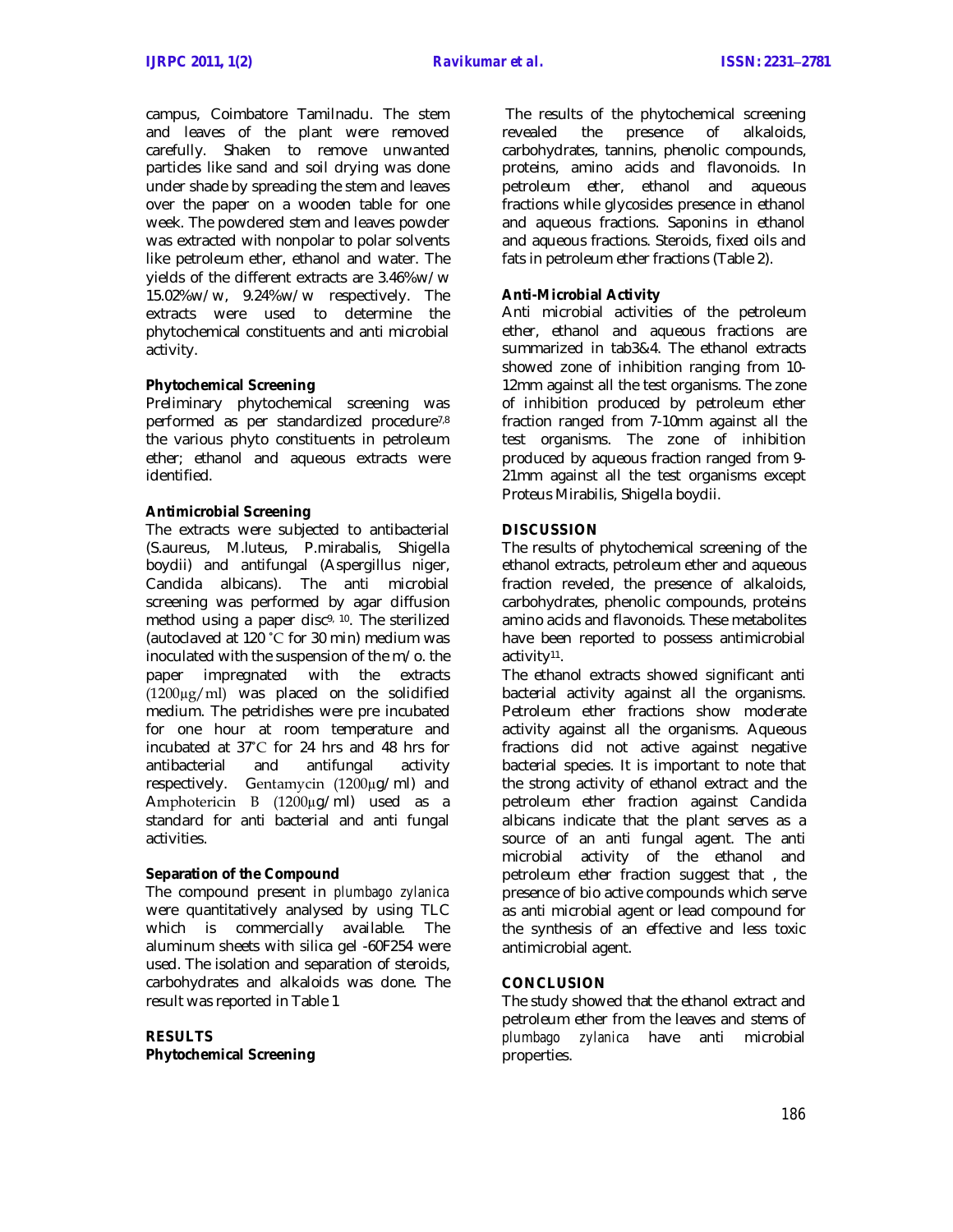campus, Coimbatore Tamilnadu. The stem and leaves of the plant were removed carefully. Shaken to remove unwanted particles like sand and soil drying was done under shade by spreading the stem and leaves over the paper on a wooden table for one week. The powdered stem and leaves powder was extracted with nonpolar to polar solvents like petroleum ether, ethanol and water. The yields of the different extracts are 3.46%w/w 15.02%w/w, 9.24%w/w respectively. The extracts were used to determine the phytochemical constituents and anti microbial activity.

**Phytochemical Screening**

Preliminary phytochemical screening was performed as per standardized procedure[7,8] the various phyto constituents in petroleum ether; ethanol and aqueous extracts were identified.

**Antimicrobial Screening**

The extracts were subjected to antibacterial (S.aureus, M.luteus, P.mirabalis, Shigella boydii) and antifungal (Aspergillus niger, Candida albicans). The anti microbial screening was performed by agar diffusion method using a paper disc[9, 10]. The sterilized (autoclaved at 120 °C for 30 min) medium was inoculated with the suspension of the m/o. the paper impregnated with the extracts (1200µg/ml) was placed on the solidified medium. The petridishes were pre incubated for one hour at room temperature and incubated at 37°C for 24 hrs and 48 hrs for antibacterial and antifungal activity respectively. Gentamycin (1200µg/ml) and Amphotericin B (1200µg/ml) used as a standard for anti bacterial and anti fungal activities.

**Separation of the Compound**

The compound present in *plumbago zylanica* were quantitatively analysed by using TLC which is commercially available. The aluminum sheets with silica gel -60F254 were used. The isolation and separation of steroids, carbohydrates and alkaloids was done. The result was reported in Table 1

## RESULTS

**Phytochemical Screening**

The results of the phytochemical screening revealed the presence of alkaloids, carbohydrates, tannins, phenolic compounds, proteins, amino acids and flavonoids. In petroleum ether, ethanol and aqueous fractions while glycosides presence in ethanol and aqueous fractions. Saponins in ethanol and aqueous fractions. Steroids, fixed oils and fats in petroleum ether fractions (Table 2).

**Anti-Microbial Activity**

Anti microbial activities of the petroleum ether, ethanol and aqueous fractions are summarized in tab3&4. The ethanol extracts showed zone of inhibition ranging from 10-12mm against all the test organisms. The zone of inhibition produced by petroleum ether fraction ranged from 7-10mm against all the test organisms. The zone of inhibition produced by aqueous fraction ranged from 9-21mm against all the test organisms except Proteus Mirabilis, Shigella boydii.

## DISCUSSION

The results of phytochemical screening of the ethanol extracts, petroleum ether and aqueous fraction reveled, the presence of alkaloids, carbohydrates, phenolic compounds, proteins amino acids and flavonoids. These metabolites have been reported to possess antimicrobial activity[11].

The ethanol extracts showed significant anti bacterial activity against all the organisms. Petroleum ether fractions show moderate activity against all the organisms. Aqueous fractions did not active against negative bacterial species. It is important to note that the strong activity of ethanol extract and the petroleum ether fraction against Candida albicans indicate that the plant serves as a source of an anti fungal agent. The anti microbial activity of the ethanol and petroleum ether fraction suggest that , the presence of bio active compounds which serve as anti microbial agent or lead compound for the synthesis of an effective and less toxic antimicrobial agent.

## CONCLUSION

The study showed that the ethanol extract and petroleum ether from the leaves and stems of *plumbago zylanica* have anti microbial properties.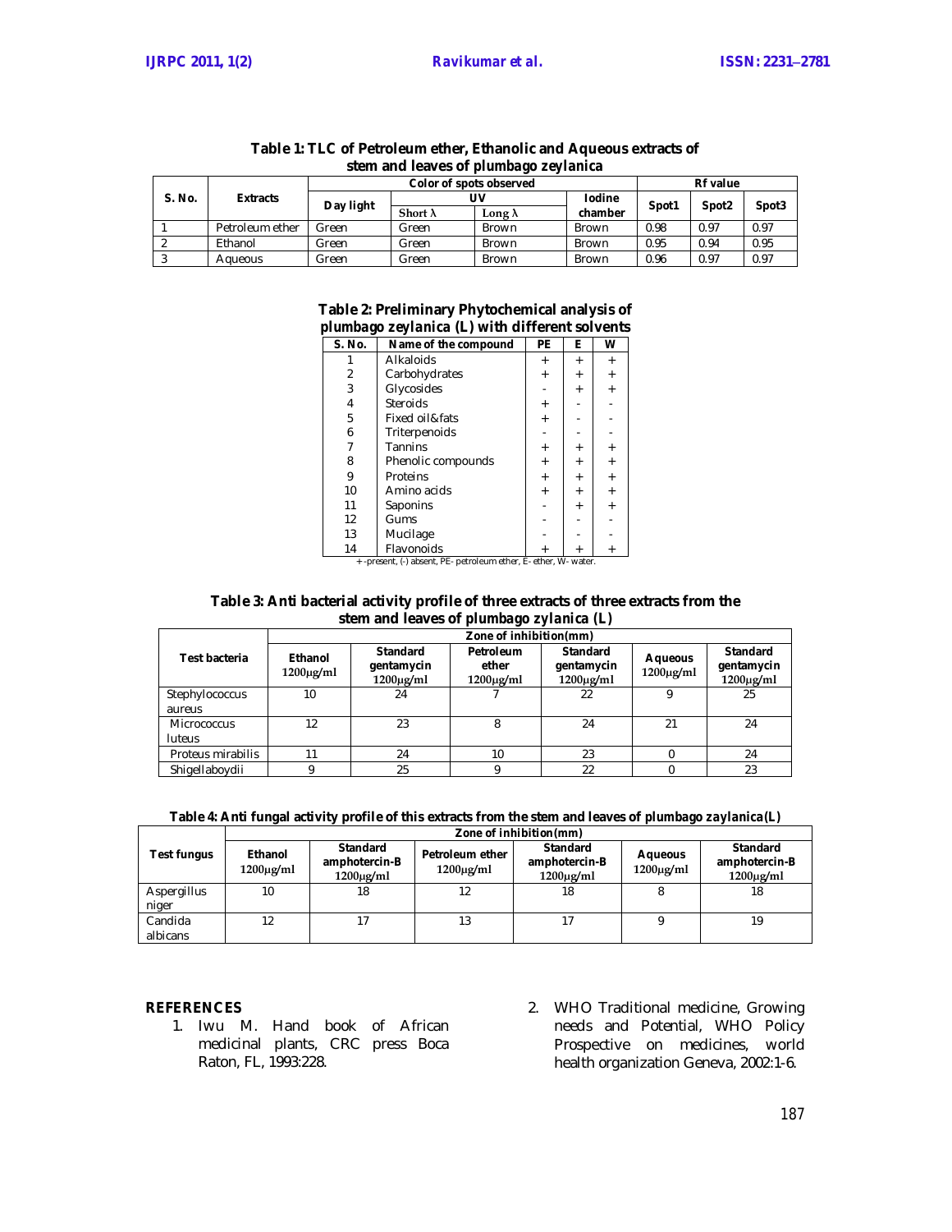**Table 1: TLC of Petroleum ether, Ethanolic and Aqueous extracts of stem and leaves of *plumbago zeylanica***

| S. No. | Extracts | Color of spots observed | | | | Rf value | | |
|---|---|---|---|---|---|---|---|---|
| | | Day light | UV | | Iodine chamber | Spot1 | Spot2 | Spot3 |
| | | | Short λ | Long λ | | | | |
| 1 | Petroleum ether | Green | Green | Brown | Brown | 0.98 | 0.97 | 0.97 |
| 2 | Ethanol | Green | Green | Brown | Brown | 0.95 | 0.94 | 0.95 |
| 3 | Aqueous | Green | Green | Brown | Brown | 0.96 | 0.97 | 0.97 |

**Table 2: Preliminary Phytochemical analysis of *plumbago zeylanica* (L) with different solvents**

| S. No. | Name of the compound | PE | E | W |
|---|---|---|---|---|
| 1 | Alkaloids | + | + | + |
| 2 | Carbohydrates | + | + | + |
| 3 | Glycosides | - | + | + |
| 4 | Steroids | + | - | - |
| 5 | Fixed oil&fats | + | - | - |
| 6 | Triterpenoids | - | - | - |
| 7 | Tannins | + | + | + |
| 8 | Phenolic compounds | + | + | + |
| 9 | Proteins | + | + | + |
| 10 | Amino acids | + | + | + |
| 11 | Saponins | - | + | + |
| 12 | Gums | - | - | - |
| 13 | Mucilage | - | - | - |
| 14 | Flavonoids | + | + | + |

+ -present, (-) absent, PE- petroleum ether, E- ether, W- water.

**Table 3: Anti bacterial activity profile of three extracts of three extracts from the stem and leaves of *plumbago zylanica* (L)**

| Test bacteria | Zone of inhibition(mm) | | | | | |
|---|---|---|---|---|---|---|
| | Ethanol 1200μg/ml | Standard gentamycin 1200μg/ml | Petroleum ether 1200μg/ml | Standard gentamycin 1200μg/ml | Aqueous 1200μg/ml | Standard gentamycin 1200μg/ml |
| Stephylococcus aureus | 10 | 24 | 7 | 22 | 9 | 25 |
| Micrococcus luteus | 12 | 23 | 8 | 24 | 21 | 24 |
| Proteus mirabilis | 11 | 24 | 10 | 23 | 0 | 24 |
| Shigellaboydii | 9 | 25 | 9 | 22 | 0 | 23 |

**Table 4: Anti fungal activity profile of this extracts from the stem and leaves of *plumbago zaylanica*(L)**

| Test fungus | Zone of inhibition(mm) | | | | | |
|---|---|---|---|---|---|---|
| | Ethanol 1200μg/ml | Standard amphotercin-B 1200μg/ml | Petroleum ether 1200μg/ml | Standard amphotercin-B 1200μg/ml | Aqueous 1200μg/ml | Standard amphotercin-B 1200μg/ml |
| Aspergillus niger | 10 | 18 | 12 | 18 | 8 | 18 |
| Candida albicans | 12 | 17 | 13 | 17 | 9 | 19 |

## REFERENCES

1. Iwu M. Hand book of African medicinal plants, CRC press Boca Raton, FL, 1993:228.
2. WHO Traditional medicine, Growing needs and Potential, WHO Policy Prospective on medicines, world health organization Geneva, 2002:1-6.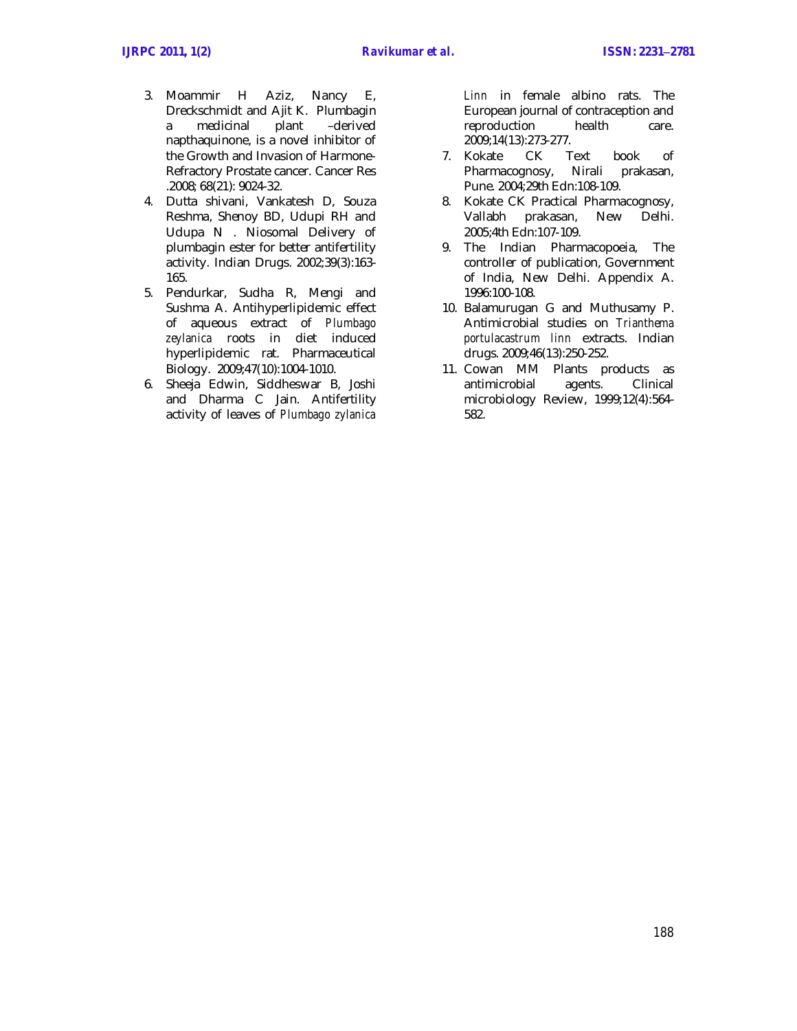3. Moammir H Aziz, Nancy E, Dreckschmidt and Ajit K. Plumbagin a medicinal plant –derived napthaquinone, is a novel inhibitor of the Growth and Invasion of Harmone-Refractory Prostate cancer. Cancer Res .2008; 68(21): 9024-32.
4. Dutta shivani, Vankatesh D, Souza Reshma, Shenoy BD, Udupi RH and Udupa N . Niosomal Delivery of plumbagin ester for better antifertility activity. Indian Drugs. 2002;39(3):163-165.
5. Pendurkar, Sudha R, Mengi and Sushma A. Antihyperlipidemic effect of aqueous extract of *Plumbago zeylanica* roots in diet induced hyperlipidemic rat. Pharmaceutical Biology. 2009;47(10):1004-1010.
6. Sheeja Edwin, Siddheswar B, Joshi and Dharma C Jain. Antifertility activity of leaves of *Plumbago zylanica Linn* in female albino rats. The European journal of contraception and reproduction health care. 2009;14(13):273-277.
7. Kokate CK Text book of Pharmacognosy, Nirali prakasan, Pune. 2004;29th Edn:108-109.
8. Kokate CK Practical Pharmacognosy, Vallabh prakasan, New Delhi. 2005;4th Edn:107-109.
9. The Indian Pharmacopoeia, The controller of publication, Government of India, New Delhi. Appendix A. 1996:100-108.
10. Balamurugan G and Muthusamy P. Antimicrobial studies on *Trianthema portulacastrum linn* extracts. Indian drugs. 2009;46(13):250-252.
11. Cowan MM Plants products as antimicrobial agents. Clinical microbiology Review, 1999;12(4):564-582.